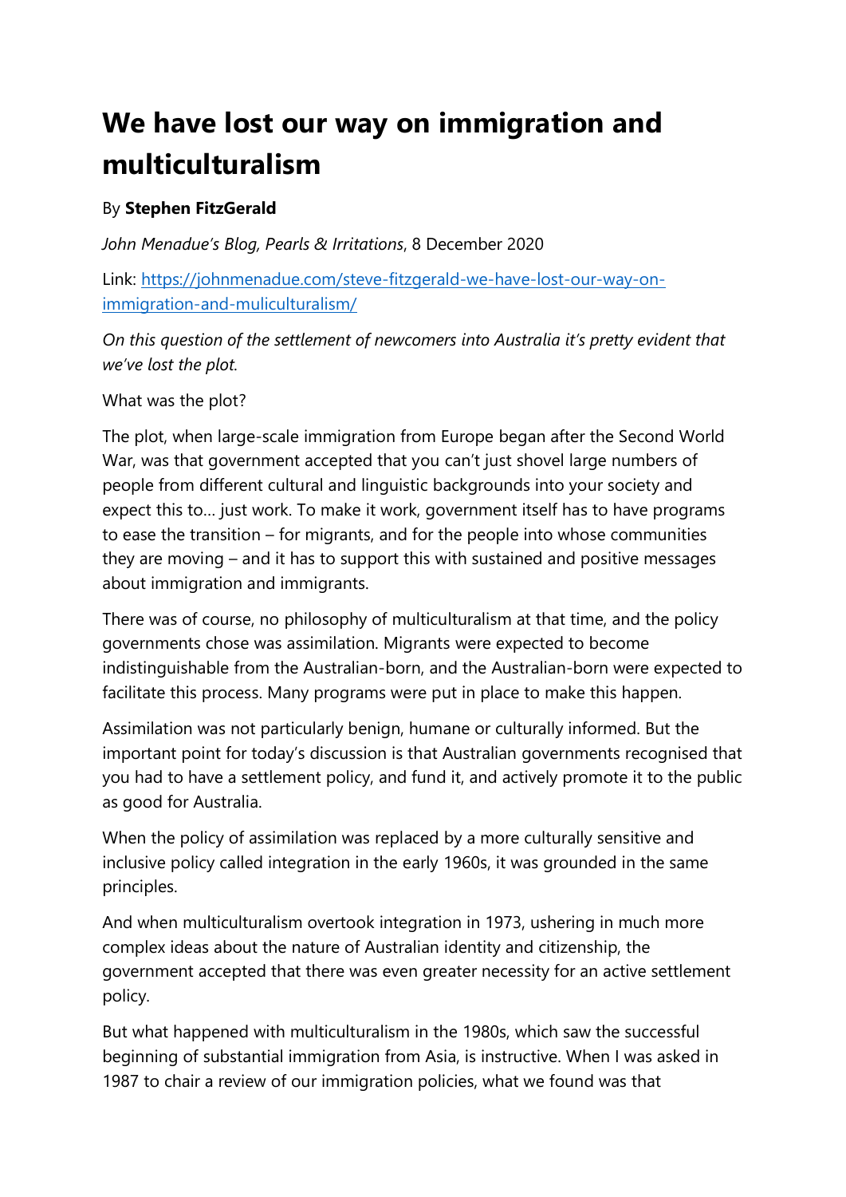# We have lost our way on immigration and multiculturalism

By **Stephen FitzGerald**

*John Menadue's Blog, Pearls & Irritations*, 8 December 2020

Link: [https://johnmenadue.com/steve-fitzgerald-we-have-lost-our-way-on-immigration-and-muliculturalism/](https://johnmenadue.com/steve-fitzgerald-we-have-lost-our-way-on-immigration-and-muliculturalism/)

*On this question of the settlement of newcomers into Australia it's pretty evident that we've lost the plot.*

What was the plot?

The plot, when large-scale immigration from Europe began after the Second World War, was that government accepted that you can't just shovel large numbers of people from different cultural and linguistic backgrounds into your society and expect this to… just work. To make it work, government itself has to have programs to ease the transition – for migrants, and for the people into whose communities they are moving – and it has to support this with sustained and positive messages about immigration and immigrants.

There was of course, no philosophy of multiculturalism at that time, and the policy governments chose was assimilation. Migrants were expected to become indistinguishable from the Australian-born, and the Australian-born were expected to facilitate this process. Many programs were put in place to make this happen.

Assimilation was not particularly benign, humane or culturally informed. But the important point for today's discussion is that Australian governments recognised that you had to have a settlement policy, and fund it, and actively promote it to the public as good for Australia.

When the policy of assimilation was replaced by a more culturally sensitive and inclusive policy called integration in the early 1960s, it was grounded in the same principles.

And when multiculturalism overtook integration in 1973, ushering in much more complex ideas about the nature of Australian identity and citizenship, the government accepted that there was even greater necessity for an active settlement policy.

But what happened with multiculturalism in the 1980s, which saw the successful beginning of substantial immigration from Asia, is instructive. When I was asked in 1987 to chair a review of our immigration policies, what we found was that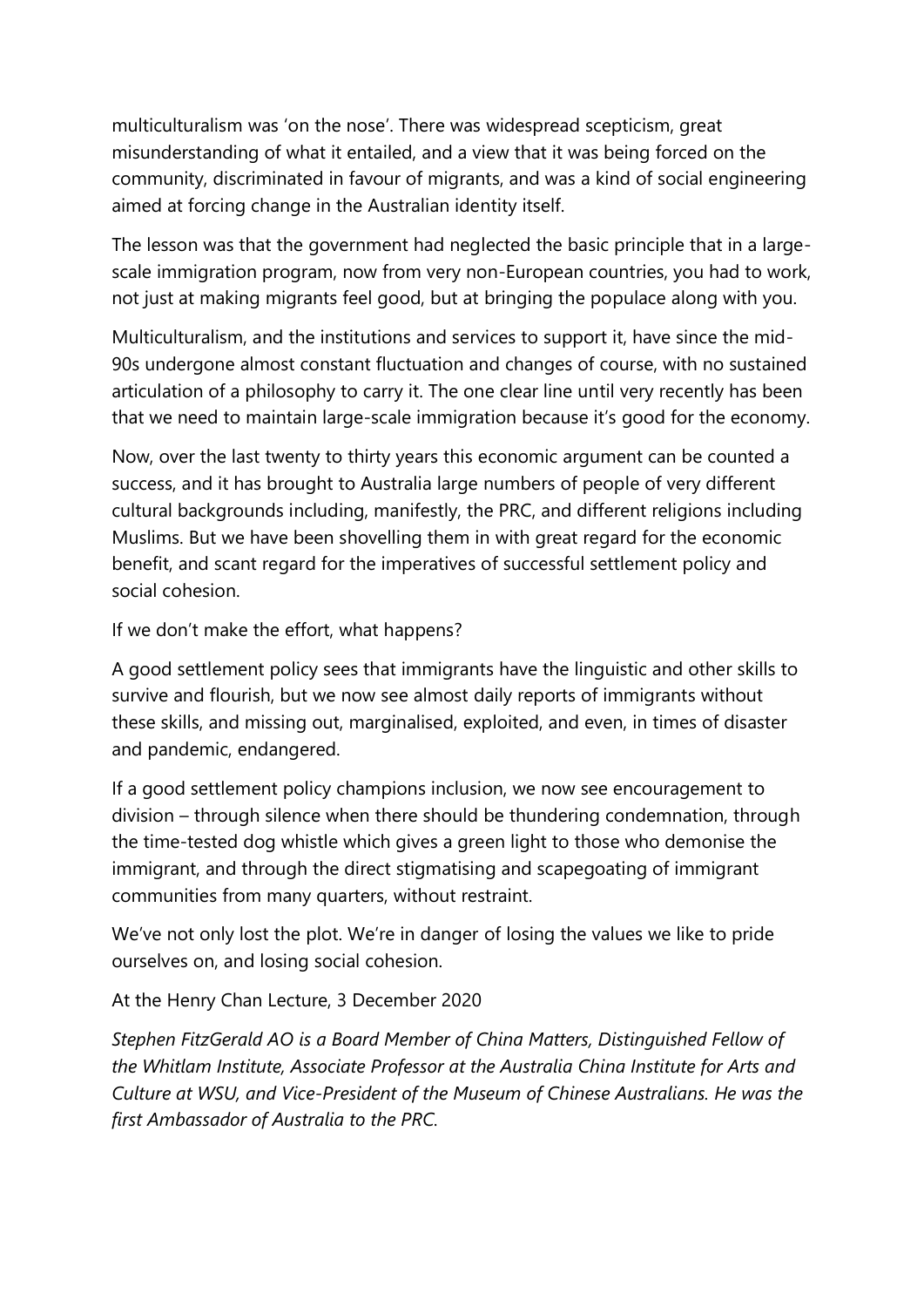multiculturalism was 'on the nose'. There was widespread scepticism, great misunderstanding of what it entailed, and a view that it was being forced on the community, discriminated in favour of migrants, and was a kind of social engineering aimed at forcing change in the Australian identity itself.

The lesson was that the government had neglected the basic principle that in a large-scale immigration program, now from very non-European countries, you had to work, not just at making migrants feel good, but at bringing the populace along with you.

Multiculturalism, and the institutions and services to support it, have since the mid-90s undergone almost constant fluctuation and changes of course, with no sustained articulation of a philosophy to carry it. The one clear line until very recently has been that we need to maintain large-scale immigration because it's good for the economy.

Now, over the last twenty to thirty years this economic argument can be counted a success, and it has brought to Australia large numbers of people of very different cultural backgrounds including, manifestly, the PRC, and different religions including Muslims. But we have been shovelling them in with great regard for the economic benefit, and scant regard for the imperatives of successful settlement policy and social cohesion.

If we don't make the effort, what happens?

A good settlement policy sees that immigrants have the linguistic and other skills to survive and flourish, but we now see almost daily reports of immigrants without these skills, and missing out, marginalised, exploited, and even, in times of disaster and pandemic, endangered.

If a good settlement policy champions inclusion, we now see encouragement to division – through silence when there should be thundering condemnation, through the time-tested dog whistle which gives a green light to those who demonise the immigrant, and through the direct stigmatising and scapegoating of immigrant communities from many quarters, without restraint.

We've not only lost the plot. We're in danger of losing the values we like to pride ourselves on, and losing social cohesion.

At the Henry Chan Lecture, 3 December 2020

*Stephen FitzGerald AO is a Board Member of China Matters, Distinguished Fellow of the Whitlam Institute, Associate Professor at the Australia China Institute for Arts and Culture at WSU, and Vice-President of the Museum of Chinese Australians. He was the first Ambassador of Australia to the PRC.*